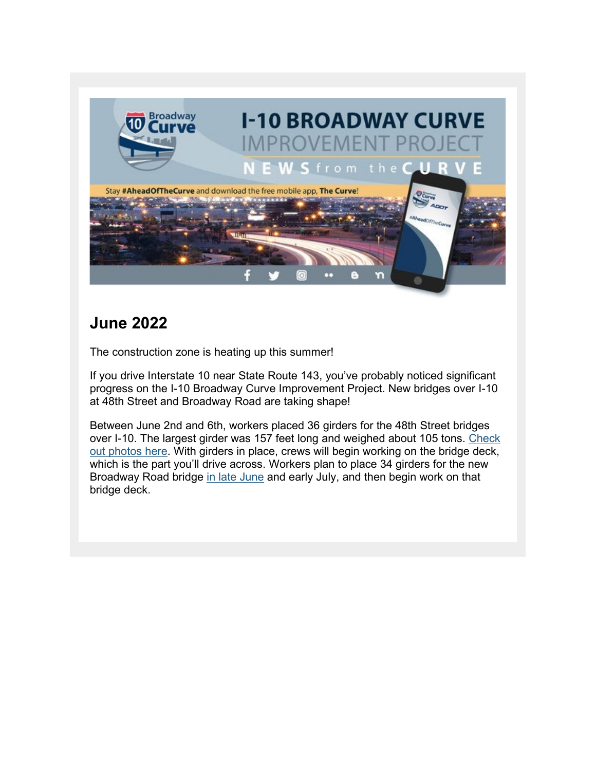# I-10 BROADWAY CURVE IMPROVEMENT PROJECT

NEWS from the CURVE

Stay **#AheadOfTheCurve** and download the free mobile app, **The Curve**!

## June 2022

The construction zone is heating up this summer!

If you drive Interstate 10 near State Route 143, you've probably noticed significant progress on the I-10 Broadway Curve Improvement Project. New bridges over I-10 at 48th Street and Broadway Road are taking shape!

Between June 2nd and 6th, workers placed 36 girders for the 48th Street bridges over I-10. The largest girder was 157 feet long and weighed about 105 tons. Check out photos here. With girders in place, crews will begin working on the bridge deck, which is the part you'll drive across. Workers plan to place 34 girders for the new Broadway Road bridge in late June and early July, and then begin work on that bridge deck.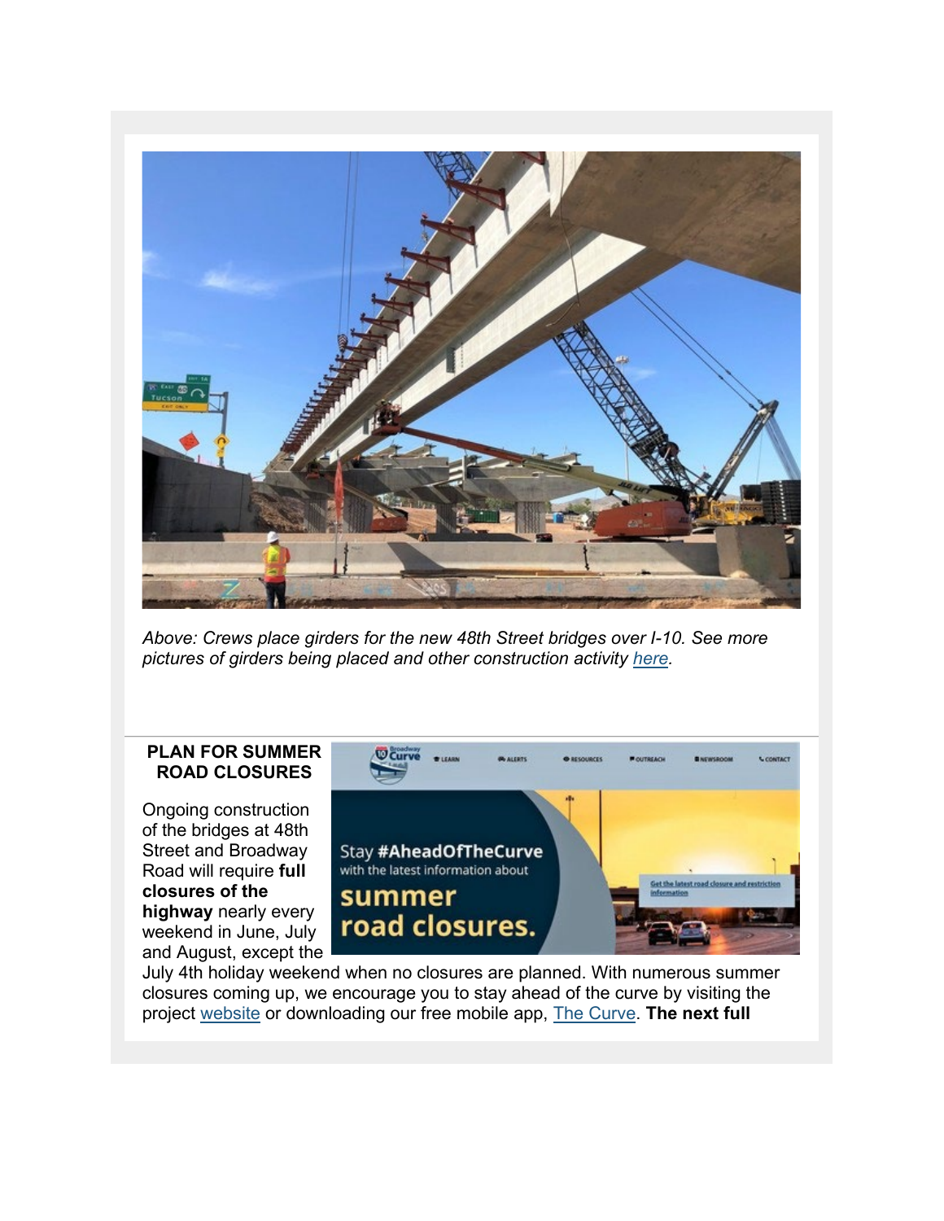*Above: Crews place girders for the new 48th Street bridges over I-10. See more pictures of girders being placed and other construction activity [here](#).*

## PLAN FOR SUMMER ROAD CLOSURES

Ongoing construction of the bridges at 48th Street and Broadway Road will require **full closures of the highway** nearly every weekend in June, July and August, except the July 4th holiday weekend when no closures are planned. With numerous summer closures coming up, we encourage you to stay ahead of the curve by visiting the project [website](#) or downloading our free mobile app, [The Curve](#). **The next full**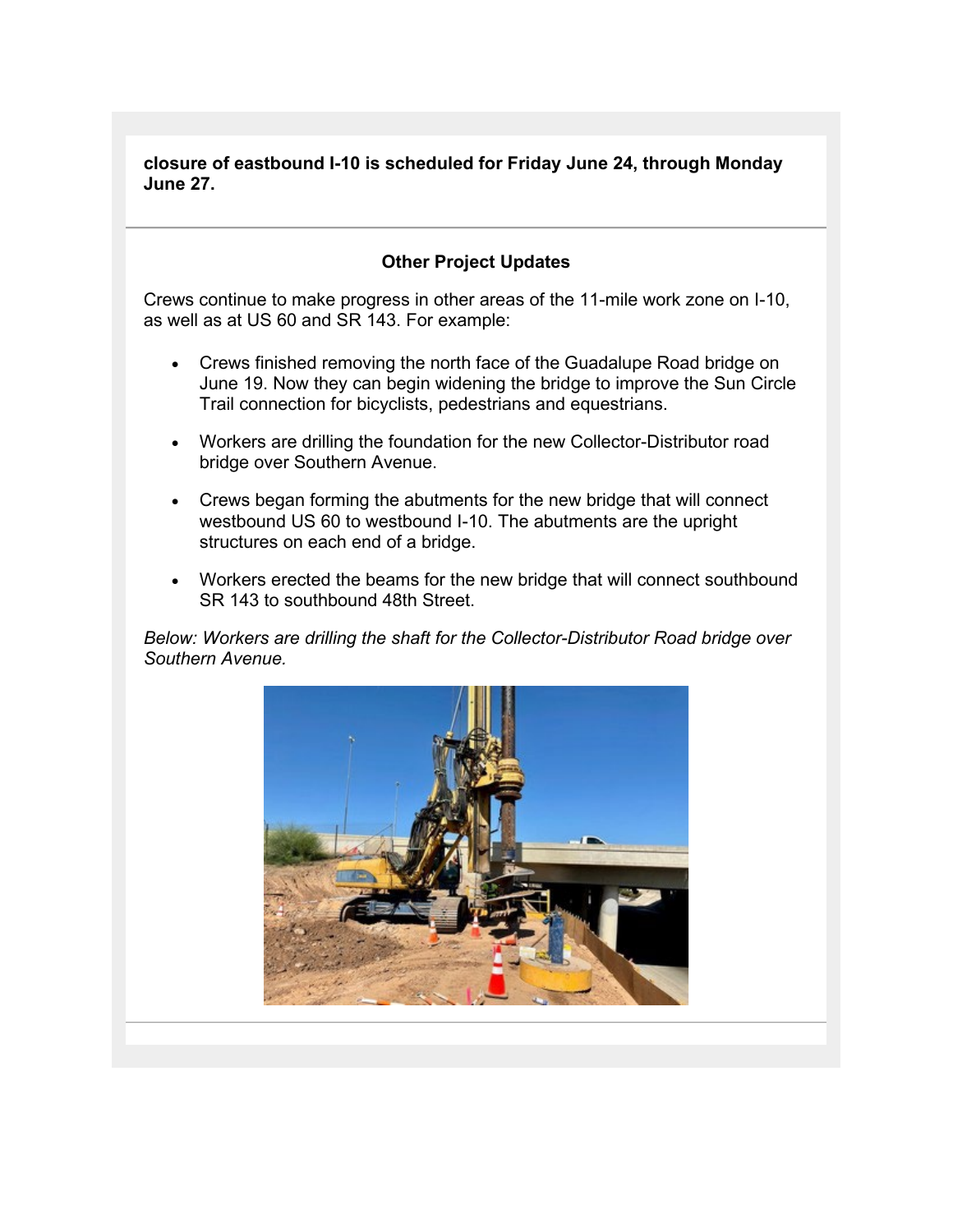**closure of eastbound I-10 is scheduled for Friday June 24, through Monday June 27.**

### Other Project Updates

Crews continue to make progress in other areas of the 11-mile work zone on I-10, as well as at US 60 and SR 143. For example:

- Crews finished removing the north face of the Guadalupe Road bridge on June 19. Now they can begin widening the bridge to improve the Sun Circle Trail connection for bicyclists, pedestrians and equestrians.
- Workers are drilling the foundation for the new Collector-Distributor road bridge over Southern Avenue.
- Crews began forming the abutments for the new bridge that will connect westbound US 60 to westbound I-10. The abutments are the upright structures on each end of a bridge.
- Workers erected the beams for the new bridge that will connect southbound SR 143 to southbound 48th Street.

*Below: Workers are drilling the shaft for the Collector-Distributor Road bridge over Southern Avenue.*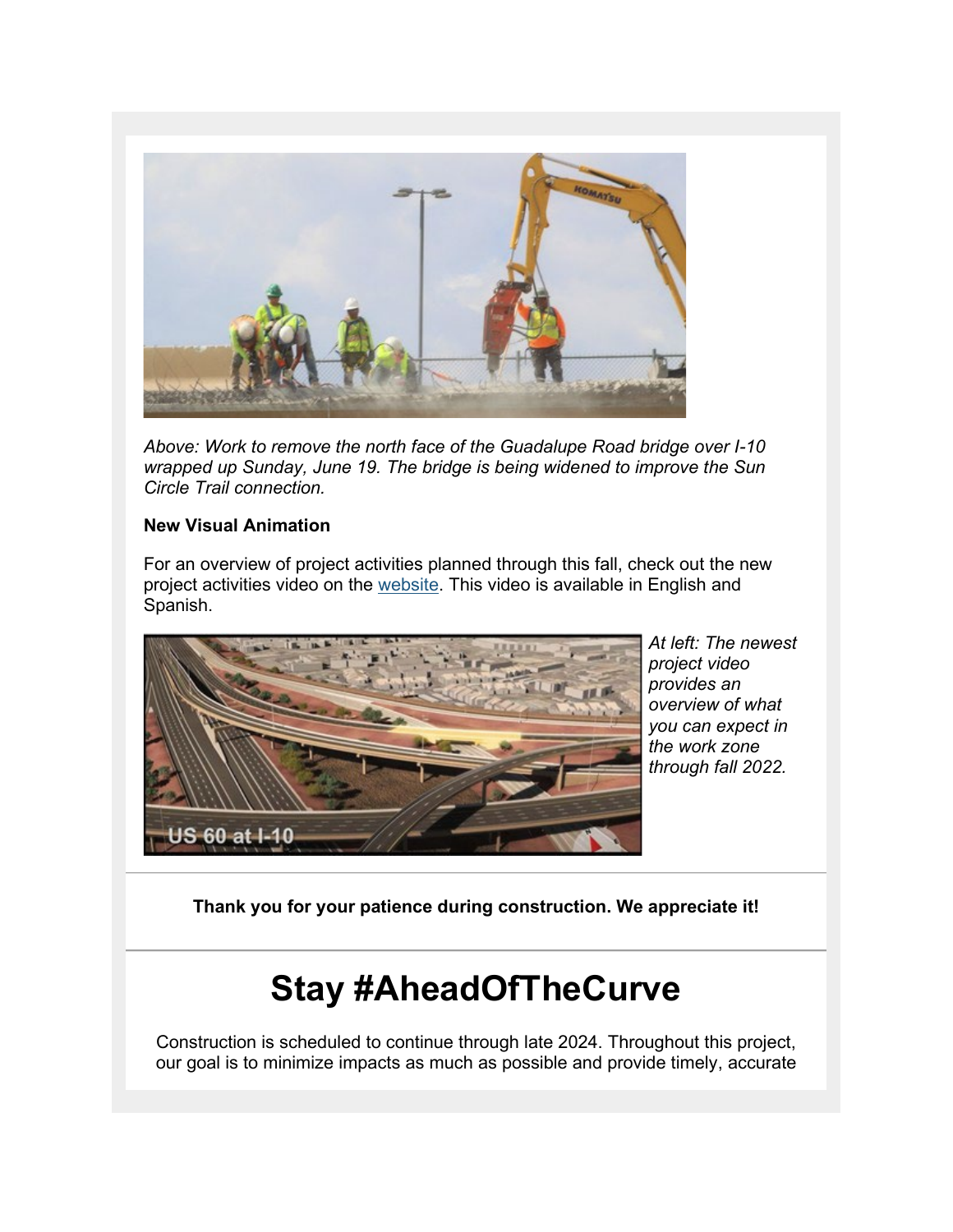*Above: Work to remove the north face of the Guadalupe Road bridge over I-10 wrapped up Sunday, June 19. The bridge is being widened to improve the Sun Circle Trail connection.*

**New Visual Animation**

For an overview of project activities planned through this fall, check out the new project activities video on the [website](). This video is available in English and Spanish.

*At left: The newest project video provides an overview of what you can expect in the work zone through fall 2022.*

---

**Thank you for your patience during construction. We appreciate it!**

---

# Stay #AheadOfTheCurve

Construction is scheduled to continue through late 2024. Throughout this project, our goal is to minimize impacts as much as possible and provide timely, accurate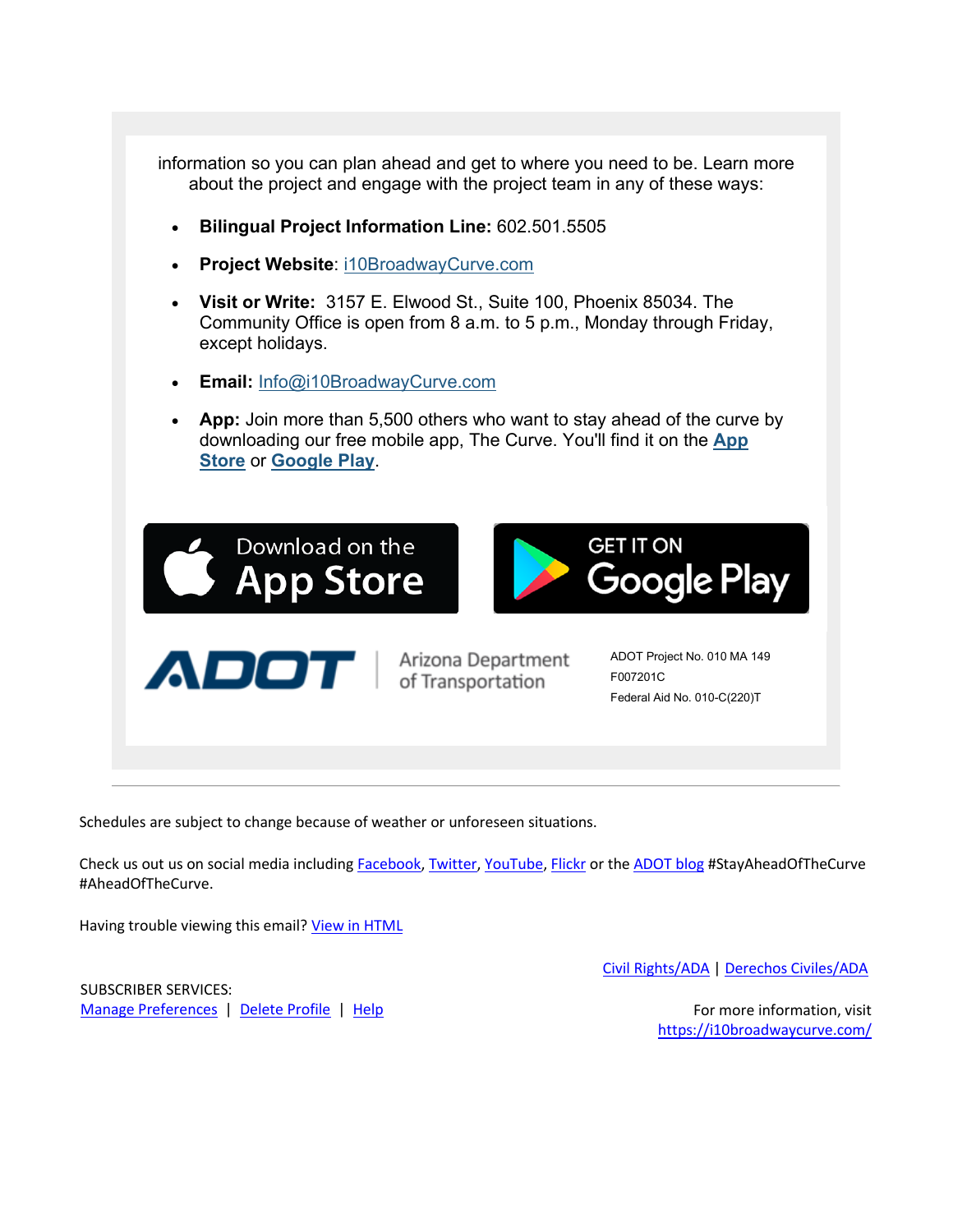information so you can plan ahead and get to where you need to be. Learn more about the project and engage with the project team in any of these ways:

- **Bilingual Project Information Line:** 602.501.5505
- **Project Website**: i10BroadwayCurve.com
- **Visit or Write:** 3157 E. Elwood St., Suite 100, Phoenix 85034. The Community Office is open from 8 a.m. to 5 p.m., Monday through Friday, except holidays.
- **Email:** Info@i10BroadwayCurve.com
- **App:** Join more than 5,500 others who want to stay ahead of the curve by downloading our free mobile app, The Curve. You'll find it on the **App Store** or **Google Play**.

Download on the App Store

GET IT ON Google Play

ADOT | Arizona Department of Transportation

ADOT Project No. 010 MA 149
F007201C
Federal Aid No. 010-C(220)T

---

Schedules are subject to change because of weather or unforeseen situations.

Check us out us on social media including Facebook, Twitter, YouTube, Flickr or the ADOT blog #StayAheadOfTheCurve #AheadOfTheCurve.

Having trouble viewing this email? View in HTML

Civil Rights/ADA | Derechos Civiles/ADA

SUBSCRIBER SERVICES:
Manage Preferences | Delete Profile | Help

For more information, visit
https://i10broadwaycurve.com/